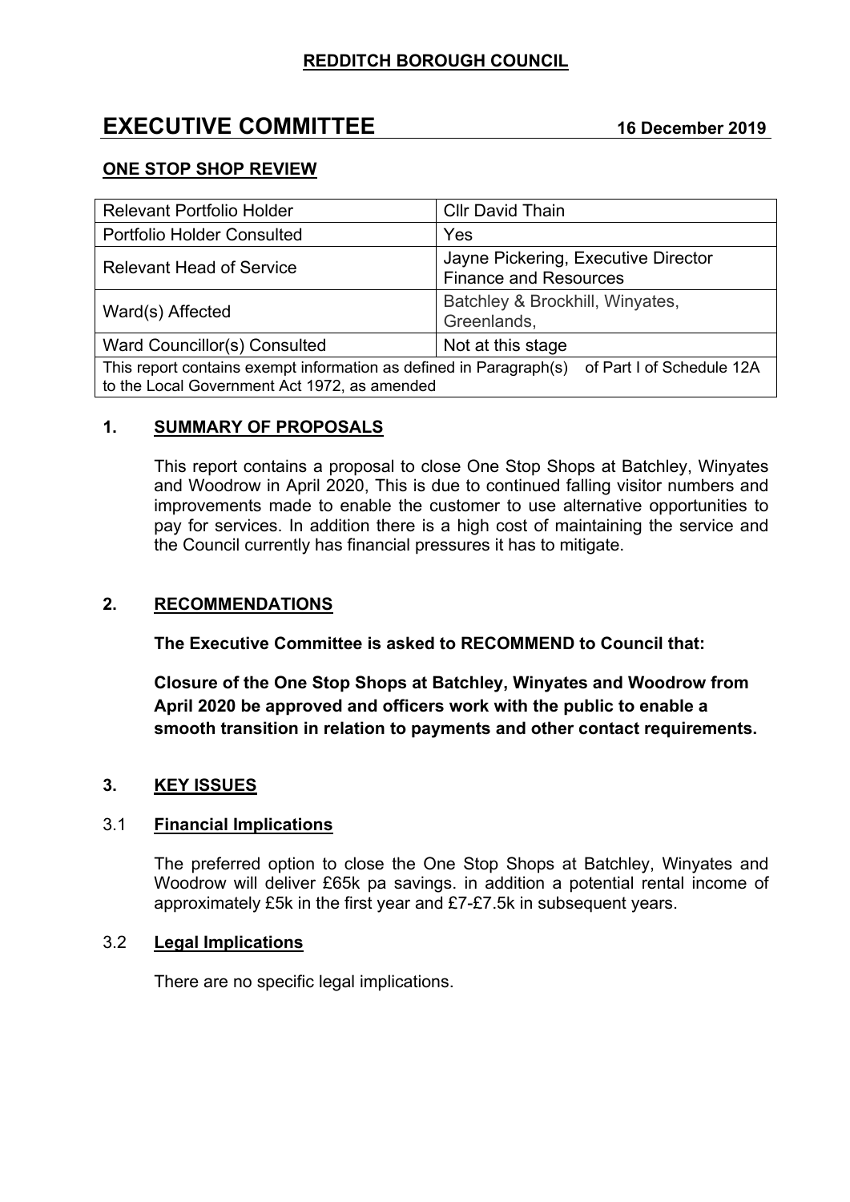**REDDITCH BOROUGH COUNCIL**

# EXECUTIVE COMMITTEE 16 December 2019

## ONE STOP SHOP REVIEW

| Relevant Portfolio Holder | Cllr David Thain |
|---|---|
| Portfolio Holder Consulted | Yes |
| Relevant Head of Service | Jayne Pickering, Executive Director Finance and Resources |
| Ward(s) Affected | Batchley & Brockhill, Winyates, Greenlands, |
| Ward Councillor(s) Consulted | Not at this stage |
| This report contains exempt information as defined in Paragraph(s) of Part I of Schedule 12A to the Local Government Act 1972, as amended | |

## 1. SUMMARY OF PROPOSALS

This report contains a proposal to close One Stop Shops at Batchley, Winyates and Woodrow in April 2020, This is due to continued falling visitor numbers and improvements made to enable the customer to use alternative opportunities to pay for services. In addition there is a high cost of maintaining the service and the Council currently has financial pressures it has to mitigate.

## 2. RECOMMENDATIONS

**The Executive Committee is asked to RECOMMEND to Council that:**

**Closure of the One Stop Shops at Batchley, Winyates and Woodrow from April 2020 be approved and officers work with the public to enable a smooth transition in relation to payments and other contact requirements.**

## 3. KEY ISSUES

### 3.1 Financial Implications

The preferred option to close the One Stop Shops at Batchley, Winyates and Woodrow will deliver £65k pa savings. in addition a potential rental income of approximately £5k in the first year and £7-£7.5k in subsequent years.

### 3.2 Legal Implications

There are no specific legal implications.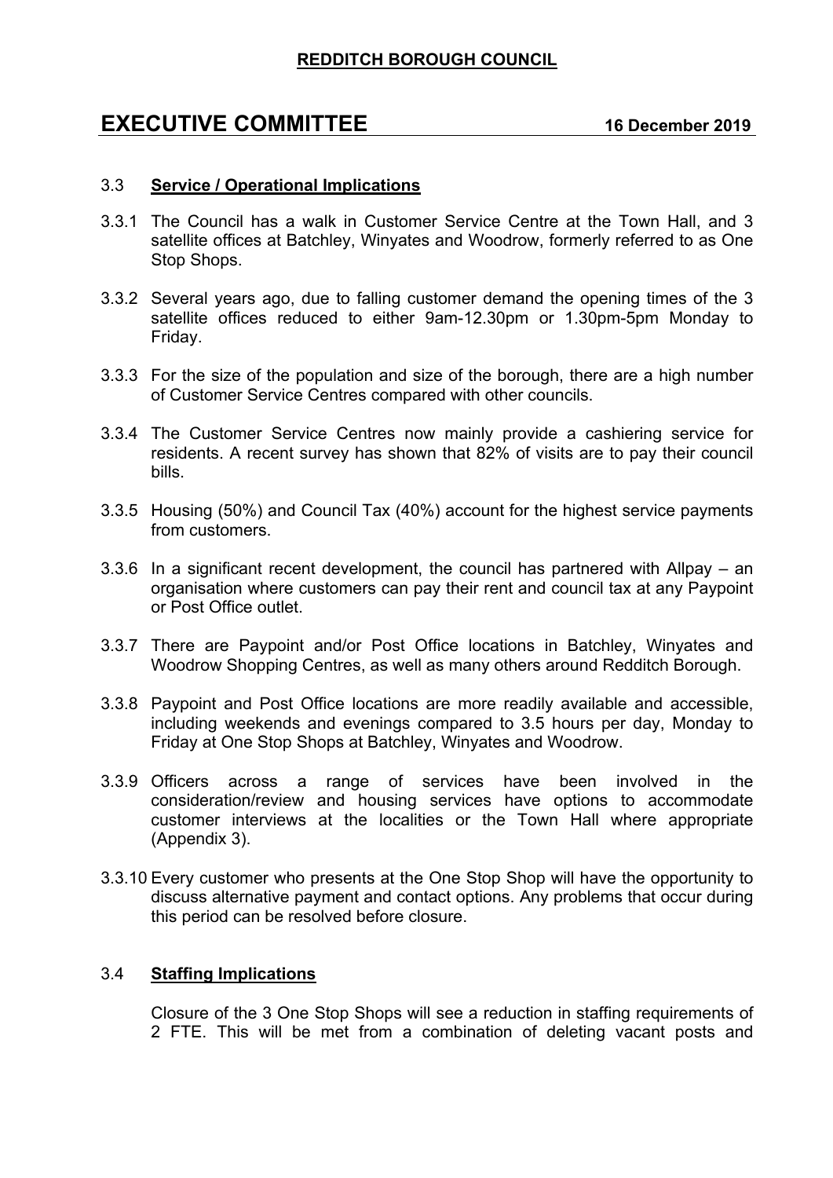### 3.3 **Service / Operational Implications**

3.3.1 The Council has a walk in Customer Service Centre at the Town Hall, and 3 satellite offices at Batchley, Winyates and Woodrow, formerly referred to as One Stop Shops.

3.3.2 Several years ago, due to falling customer demand the opening times of the 3 satellite offices reduced to either 9am-12.30pm or 1.30pm-5pm Monday to Friday.

3.3.3 For the size of the population and size of the borough, there are a high number of Customer Service Centres compared with other councils.

3.3.4 The Customer Service Centres now mainly provide a cashiering service for residents. A recent survey has shown that 82% of visits are to pay their council bills.

3.3.5 Housing (50%) and Council Tax (40%) account for the highest service payments from customers.

3.3.6 In a significant recent development, the council has partnered with Allpay – an organisation where customers can pay their rent and council tax at any Paypoint or Post Office outlet.

3.3.7 There are Paypoint and/or Post Office locations in Batchley, Winyates and Woodrow Shopping Centres, as well as many others around Redditch Borough.

3.3.8 Paypoint and Post Office locations are more readily available and accessible, including weekends and evenings compared to 3.5 hours per day, Monday to Friday at One Stop Shops at Batchley, Winyates and Woodrow.

3.3.9 Officers across a range of services have been involved in the consideration/review and housing services have options to accommodate customer interviews at the localities or the Town Hall where appropriate (Appendix 3).

3.3.10 Every customer who presents at the One Stop Shop will have the opportunity to discuss alternative payment and contact options. Any problems that occur during this period can be resolved before closure.

### 3.4 **Staffing Implications**

Closure of the 3 One Stop Shops will see a reduction in staffing requirements of 2 FTE. This will be met from a combination of deleting vacant posts and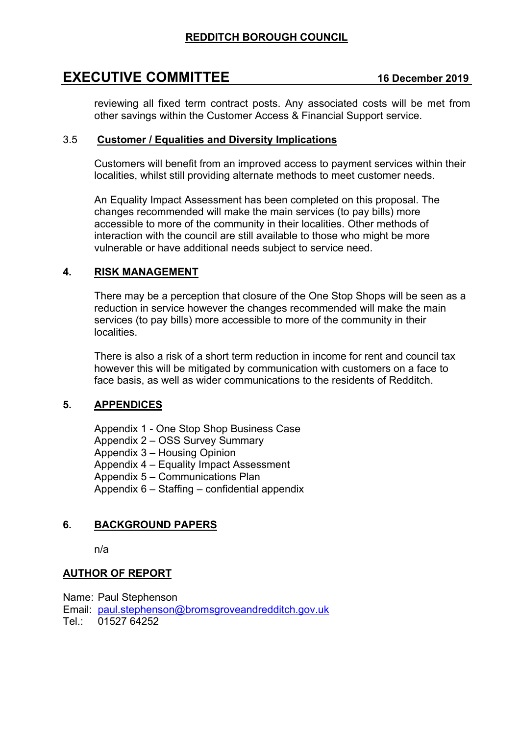reviewing all fixed term contract posts. Any associated costs will be met from other savings within the Customer Access & Financial Support service.

### 3.5 Customer / Equalities and Diversity Implications

Customers will benefit from an improved access to payment services within their localities, whilst still providing alternate methods to meet customer needs.

An Equality Impact Assessment has been completed on this proposal. The changes recommended will make the main services (to pay bills) more accessible to more of the community in their localities. Other methods of interaction with the council are still available to those who might be more vulnerable or have additional needs subject to service need.

## 4. RISK MANAGEMENT

There may be a perception that closure of the One Stop Shops will be seen as a reduction in service however the changes recommended will make the main services (to pay bills) more accessible to more of the community in their localities.

There is also a risk of a short term reduction in income for rent and council tax however this will be mitigated by communication with customers on a face to face basis, as well as wider communications to the residents of Redditch.

## 5. APPENDICES

Appendix 1 - One Stop Shop Business Case
Appendix 2 – OSS Survey Summary
Appendix 3 – Housing Opinion
Appendix 4 – Equality Impact Assessment
Appendix 5 – Communications Plan
Appendix 6 – Staffing – confidential appendix

## 6. BACKGROUND PAPERS

n/a

## AUTHOR OF REPORT

Name: Paul Stephenson
Email: paul.stephenson@bromsgroveandredditch.gov.uk
Tel.: 01527 64252